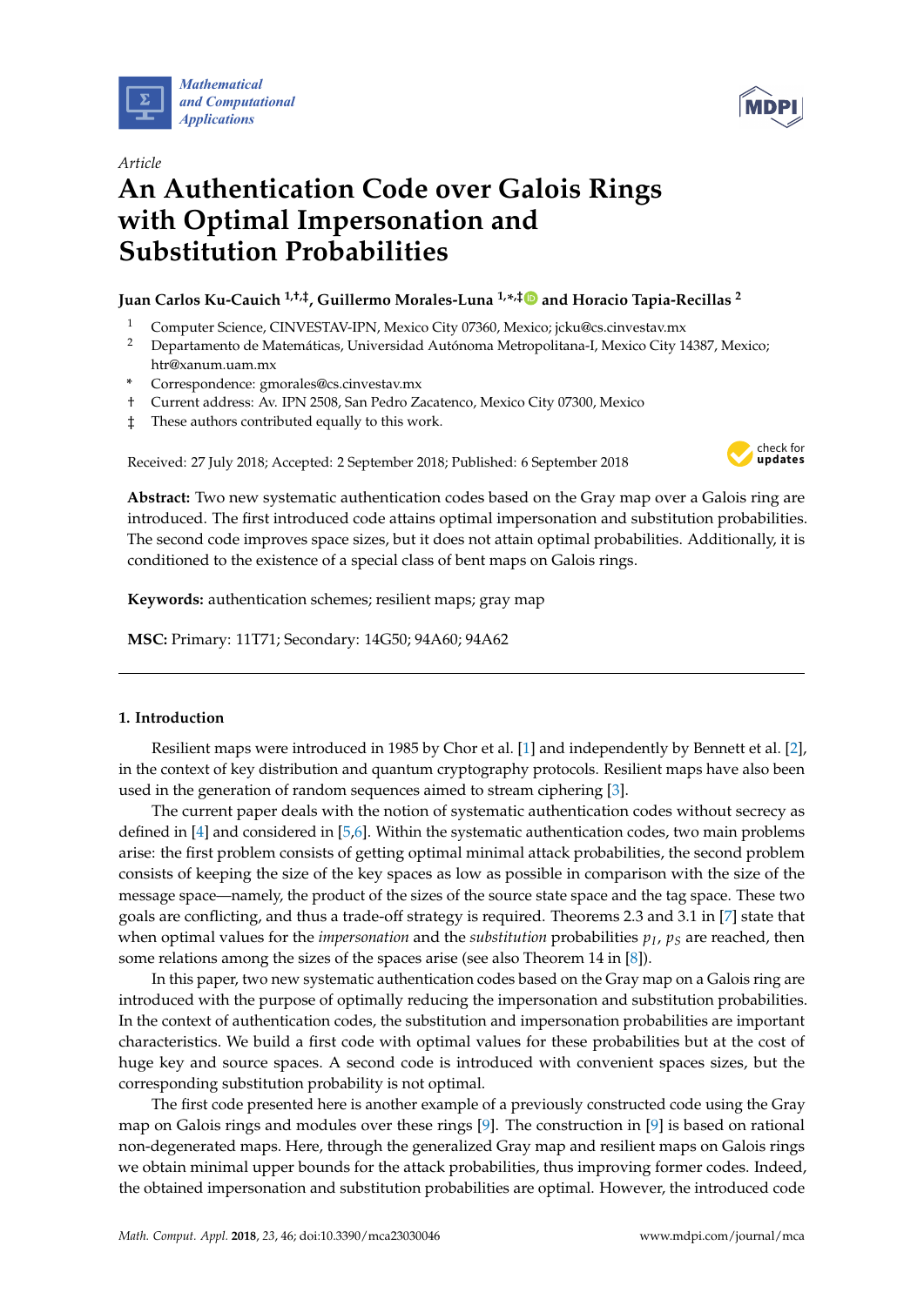Article

# An Authentication Code over Galois Rings with Optimal Impersonation and Substitution Probabilities

**Juan Carlos Ku-Cauich [1,†,‡], Guillermo Morales-Luna [1,*,‡] and Horacio Tapia-Recillas [2]**

1 Computer Science, CINVESTAV-IPN, Mexico City 07360, Mexico; jcku@cs.cinvestav.mx
2 Departamento de Matemáticas, Universidad Autónoma Metropolitana-I, Mexico City 14387, Mexico; htr@xanum.uam.mx
* Correspondence: gmorales@cs.cinvestav.mx
† Current address: Av. IPN 2508, San Pedro Zacatenco, Mexico City 07300, Mexico
‡ These authors contributed equally to this work.

Received: 27 July 2018; Accepted: 2 September 2018; Published: 6 September 2018

**Abstract:** Two new systematic authentication codes based on the Gray map over a Galois ring are introduced. The first introduced code attains optimal impersonation and substitution probabilities. The second code improves space sizes, but it does not attain optimal probabilities. Additionally, it is conditioned to the existence of a special class of bent maps on Galois rings.

**Keywords:** authentication schemes; resilient maps; gray map

**MSC:** Primary: 11T71; Secondary: 14G50; 94A60; 94A62

## 1. Introduction

Resilient maps were introduced in 1985 by Chor et al. [1] and independently by Bennett et al. [2], in the context of key distribution and quantum cryptography protocols. Resilient maps have also been used in the generation of random sequences aimed to stream ciphering [3].

The current paper deals with the notion of systematic authentication codes without secrecy as defined in [4] and considered in [5,6]. Within the systematic authentication codes, two main problems arise: the first problem consists of getting optimal minimal attack probabilities, the second problem consists of keeping the size of the key spaces as low as possible in comparison with the size of the message space—namely, the product of the sizes of the source state space and the tag space. These two goals are conflicting, and thus a trade-off strategy is required. Theorems 2.3 and 3.1 in [7] state that when optimal values for the *impersonation* and the *substitution* probabilities $p_I$, $p_S$ are reached, then some relations among the sizes of the spaces arise (see also Theorem 14 in [8]).

In this paper, two new systematic authentication codes based on the Gray map on a Galois ring are introduced with the purpose of optimally reducing the impersonation and substitution probabilities. In the context of authentication codes, the substitution and impersonation probabilities are important characteristics. We build a first code with optimal values for these probabilities but at the cost of huge key and source spaces. A second code is introduced with convenient spaces sizes, but the corresponding substitution probability is not optimal.

The first code presented here is another example of a previously constructed code using the Gray map on Galois rings and modules over these rings [9]. The construction in [9] is based on rational non-degenerated maps. Here, through the generalized Gray map and resilient maps on Galois rings we obtain minimal upper bounds for the attack probabilities, thus improving former codes. Indeed, the obtained impersonation and substitution probabilities are optimal. However, the introduced code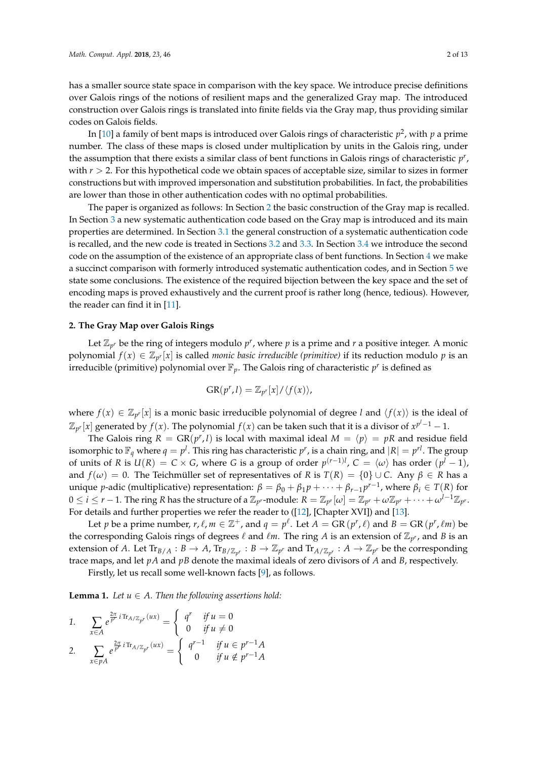has a smaller source state space in comparison with the key space. We introduce precise definitions over Galois rings of the notions of resilient maps and the generalized Gray map. The introduced construction over Galois rings is translated into finite fields via the Gray map, thus providing similar codes on Galois fields.

In [10] a family of bent maps is introduced over Galois rings of characteristic $p^2$, with $p$ a prime number. The class of these maps is closed under multiplication by units in the Galois ring, under the assumption that there exists a similar class of bent functions in Galois rings of characteristic $p^r$, with $r > 2$. For this hypothetical code we obtain spaces of acceptable size, similar to sizes in former constructions but with improved impersonation and substitution probabilities. In fact, the probabilities are lower than those in other authentication codes with no optimal probabilities.

The paper is organized as follows: In Section 2 the basic construction of the Gray map is recalled. In Section 3 a new systematic authentication code based on the Gray map is introduced and its main properties are determined. In Section 3.1 the general construction of a systematic authentication code is recalled, and the new code is treated in Sections 3.2 and 3.3. In Section 3.4 we introduce the second code on the assumption of the existence of an appropriate class of bent functions. In Section 4 we make a succinct comparison with formerly introduced systematic authentication codes, and in Section 5 we state some conclusions. The existence of the required bijection between the key space and the set of encoding maps is proved exhaustively and the current proof is rather long (hence, tedious). However, the reader can find it in [11].

## 2. The Gray Map over Galois Rings

Let $\mathbb{Z}_{p^r}$ be the ring of integers modulo $p^r$, where $p$ is a prime and $r$ a positive integer. A monic polynomial $f(x) \in \mathbb{Z}_{p^r}[x]$ is called *monic basic irreducible (primitive)* if its reduction modulo $p$ is an irreducible (primitive) polynomial over $\mathbb{F}_p$. The Galois ring of characteristic $p^r$ is defined as

$$\mathrm{GR}(p^r, l) = \mathbb{Z}_{p^r}[x]/\langle f(x) \rangle,$$

where $f(x) \in \mathbb{Z}_{p^r}[x]$ is a monic basic irreducible polynomial of degree $l$ and $\langle f(x) \rangle$ is the ideal of $\mathbb{Z}_{p^r}[x]$ generated by $f(x)$. The polynomial $f(x)$ can be taken such that it is a divisor of $x^{p^l-1} - 1$.

The Galois ring $R = \mathrm{GR}(p^r, l)$ is local with maximal ideal $M = \langle p \rangle = pR$ and residue field isomorphic to $\mathbb{F}_q$ where $q = p^l$. This ring has characteristic $p^r$, is a chain ring, and $|R| = p^{rl}$. The group of units of $R$ is $U(R) = C \times G$, where $G$ is a group of order $p^{(r-1)l}$, $C = \langle \omega \rangle$ has order $(p^l - 1)$, and $f(\omega) = 0$. The Teichmüller set of representatives of $R$ is $T(R) = \{0\} \cup C$. Any $\beta \in R$ has a unique $p$-adic (multiplicative) representation: $\beta = \beta_0 + \beta_1 p + \cdots + \beta_{r-1} p^{r-1}$, where $\beta_i \in T(R)$ for $0 \leq i \leq r-1$. The ring $R$ has the structure of a $\mathbb{Z}_{p^r}$-module: $R = \mathbb{Z}_{p^r}[\omega] = \mathbb{Z}_{p^r} + \omega\mathbb{Z}_{p^r} + \cdots + \omega^{l-1}\mathbb{Z}_{p^r}$. For details and further properties we refer the reader to ([12], [Chapter XVI]) and [13].

Let $p$ be a prime number, $r, \ell, m \in \mathbb{Z}^+$, and $q = p^\ell$. Let $A = \mathrm{GR}(p^r, \ell)$ and $B = \mathrm{GR}(p^r, \ell m)$ be the corresponding Galois rings of degrees $\ell$ and $\ell m$. The ring $A$ is an extension of $\mathbb{Z}_{p^r}$, and $B$ is an extension of $A$. Let $\mathrm{Tr}_{B/A} : B \to A$, $\mathrm{Tr}_{B/\mathbb{Z}_{p^r}} : B \to \mathbb{Z}_{p^r}$ and $\mathrm{Tr}_{A/\mathbb{Z}_{p^r}} : A \to \mathbb{Z}_{p^r}$ be the corresponding trace maps, and let $pA$ and $pB$ denote the maximal ideals of zero divisors of $A$ and $B$, respectively.

Firstly, let us recall some well-known facts [9], as follows.

**Lemma 1.** *Let $u \in A$. Then the following assertions hold:*

1. $$\sum_{x \in A} e^{\frac{2\pi}{p^r} i \,\mathrm{Tr}_{A/\mathbb{Z}_{p^r}}(ux)} = \begin{cases} q^r & \text{if } u = 0 \\ 0 & \text{if } u \neq 0 \end{cases}$$
2. $$\sum_{x \in pA} e^{\frac{2\pi}{p^r} i \,\mathrm{Tr}_{A/\mathbb{Z}_{p^r}}(ux)} = \begin{cases} q^{r-1} & \text{if } u \in p^{r-1}A \\ 0 & \text{if } u \notin p^{r-1}A \end{cases}$$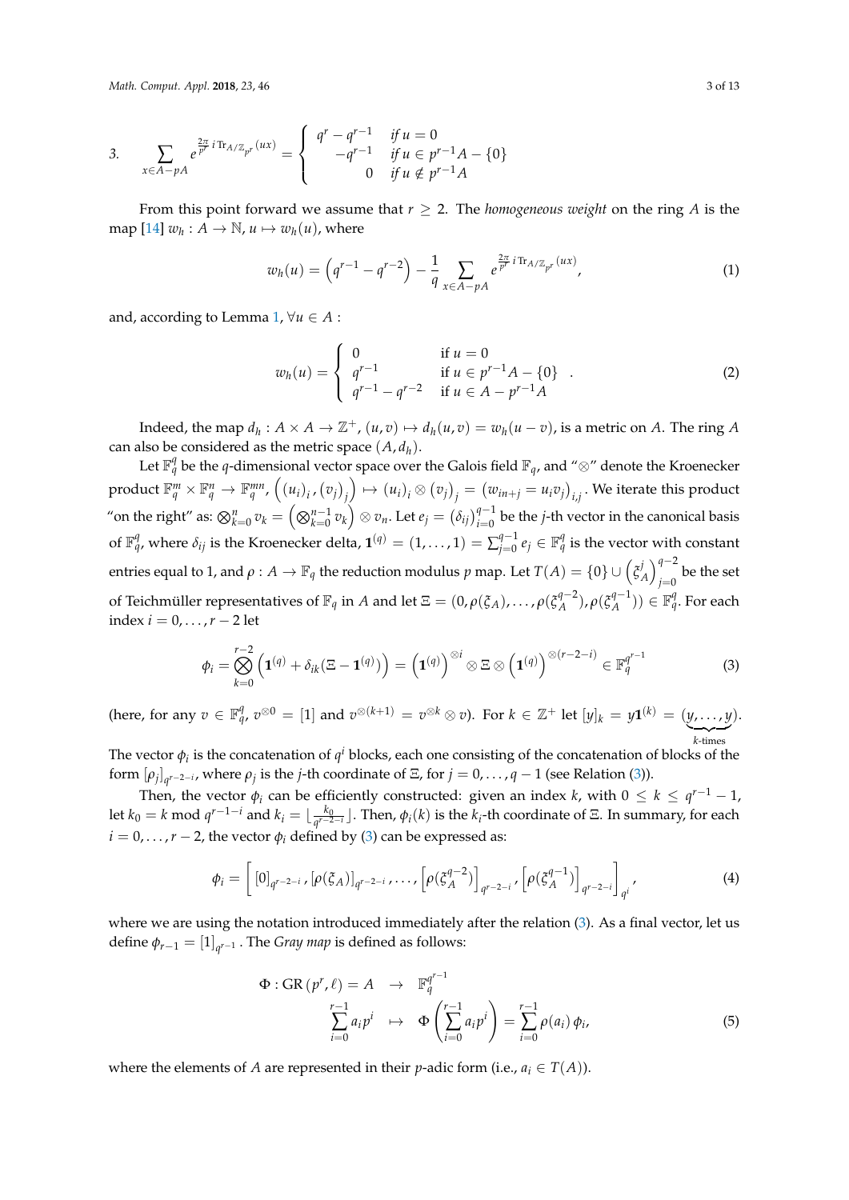3. $$\sum_{x\in A-pA} e^{\frac{2\pi}{p^r}i\,\mathrm{Tr}_{A/\mathbb{Z}_{p^r}}(ux)} = \begin{cases} q^r - q^{r-1} & \text{if } u = 0 \\ -q^{r-1} & \text{if } u \in p^{r-1}A - \{0\} \\ 0 & \text{if } u \notin p^{r-1}A \end{cases}$$

From this point forward we assume that $r \geq 2$. The *homogeneous weight* on the ring $A$ is the map [14] $w_h : A \to \mathbb{N}$, $u \mapsto w_h(u)$, where

$$w_h(u) = \left(q^{r-1} - q^{r-2}\right) - \frac{1}{q}\sum_{x\in A-pA} e^{\frac{2\pi}{p^r}i\,\mathrm{Tr}_{A/\mathbb{Z}_{p^r}}(ux)}, \tag{1}$$

and, according to Lemma 1, $\forall u \in A$ :

$$w_h(u) = \begin{cases} 0 & \text{if } u = 0 \\ q^{r-1} & \text{if } u \in p^{r-1}A - \{0\} \\ q^{r-1} - q^{r-2} & \text{if } u \in A - p^{r-1}A \end{cases}. \tag{2}$$

Indeed, the map $d_h : A \times A \to \mathbb{Z}^+$, $(u, v) \mapsto d_h(u, v) = w_h(u - v)$, is a metric on $A$. The ring $A$ can also be considered as the metric space $(A, d_h)$.

Let $\mathbb{F}_q^q$ be the $q$-dimensional vector space over the Galois field $\mathbb{F}_q$, and "$\otimes$" denote the Kroenecker product $\mathbb{F}_q^m \times \mathbb{F}_q^n \to \mathbb{F}_q^{mn}$, $\left((u_i)_i, (v_j)_j\right) \mapsto (u_i)_i \otimes (v_j)_j = (w_{in+j} = u_i v_j)_{i,j}$. We iterate this product "on the right" as: $\bigotimes_{k=0}^{n} v_k = \left(\bigotimes_{k=0}^{n-1} v_k\right) \otimes v_n$. Let $e_j = (\delta_{ij})_{i=0}^{q-1}$ be the $j$-th vector in the canonical basis of $\mathbb{F}_q^q$, where $\delta_{ij}$ is the Kroenecker delta, $\mathbf{1}^{(q)} = (1, \ldots, 1) = \sum_{j=0}^{q-1} e_j \in \mathbb{F}_q^q$ is the vector with constant entries equal to 1, and $\rho : A \to \mathbb{F}_q$ the reduction modulus $p$ map. Let $T(A) = \{0\} \cup \left(\xi_A^j\right)_{j=0}^{q-2}$ be the set of Teichmüller representatives of $\mathbb{F}_q$ in $A$ and let $\Xi = (0, \rho(\xi_A), \ldots, \rho(\xi_A^{q-2}), \rho(\xi_A^{q-1})) \in \mathbb{F}_q^q$. For each index $i = 0, \ldots, r-2$ let

$$\phi_i = \bigotimes_{k=0}^{r-2}\left(\mathbf{1}^{(q)} + \delta_{ik}(\Xi - \mathbf{1}^{(q)})\right) = \left(\mathbf{1}^{(q)}\right)^{\otimes i} \otimes \Xi \otimes \left(\mathbf{1}^{(q)}\right)^{\otimes(r-2-i)} \in \mathbb{F}_q^{q^{r-1}} \tag{3}$$

(here, for any $v \in \mathbb{F}_q^q$, $v^{\otimes 0} = [1]$ and $v^{\otimes(k+1)} = v^{\otimes k} \otimes v$). For $k \in \mathbb{Z}^+$ let $[y]_k = y\mathbf{1}^{(k)} = (\underbrace{y, \ldots, y}_{k\text{-times}})$. The vector $\phi_i$ is the concatenation of $q^i$ blocks, each one consisting of the concatenation of blocks of the form $[\rho_j]_{q^{r-2-i}}$, where $\rho_j$ is the $j$-th coordinate of $\Xi$, for $j = 0, \ldots, q-1$ (see Relation (3)).

Then, the vector $\phi_i$ can be efficiently constructed: given an index $k$, with $0 \leq k \leq q^{r-1} - 1$, let $k_0 = k \bmod q^{r-1-i}$ and $k_i = \lfloor \frac{k_0}{q^{r-2-i}} \rfloor$. Then, $\phi_i(k)$ is the $k_i$-th coordinate of $\Xi$. In summary, for each $i = 0, \ldots, r-2$, the vector $\phi_i$ defined by (3) can be expressed as:

$$\phi_i = \left[\,[0]_{q^{r-2-i}}, [\rho(\xi_A)]_{q^{r-2-i}}, \ldots, \left[\rho(\xi_A^{q-2})\right]_{q^{r-2-i}}, \left[\rho(\xi_A^{q-1})\right]_{q^{r-2-i}}\right]_{q^i}, \tag{4}$$

where we are using the notation introduced immediately after the relation (3). As a final vector, let us define $\phi_{r-1} = [1]_{q^{r-1}}$ . The *Gray map* is defined as follows:

$$\begin{aligned} \Phi : \mathrm{GR}\left(p^r, \ell\right) = A \quad &\to \quad \mathbb{F}_q^{q^{r-1}} \\ \sum_{i=0}^{r-1} a_i p^i \quad &\mapsto \quad \Phi\left(\sum_{i=0}^{r-1} a_i p^i\right) = \sum_{i=0}^{r-1} \rho(a_i)\,\phi_i, \end{aligned} \tag{5}$$

where the elements of $A$ are represented in their $p$-adic form (i.e., $a_i \in T(A)$).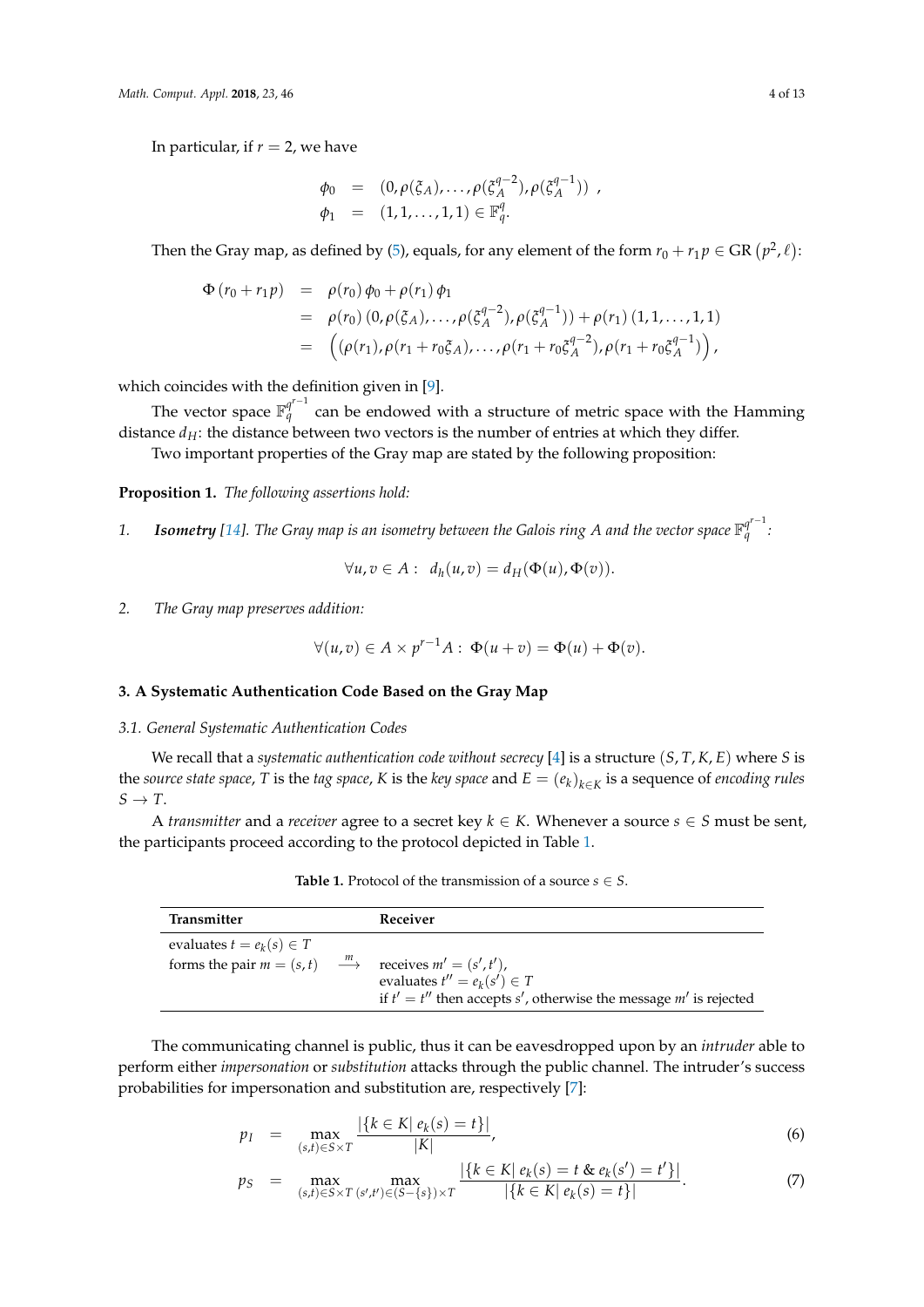In particular, if $r = 2$, we have

$$\begin{aligned}
\phi_0 &= (0, \rho(\xi_A), \ldots, \rho(\xi_A^{q-2}), \rho(\xi_A^{q-1})) \ , \\
\phi_1 &= (1, 1, \ldots, 1, 1) \in \mathbb{F}_q^q.
\end{aligned}$$

Then the Gray map, as defined by (5), equals, for any element of the form $r_0 + r_1 p \in \mathrm{GR}\left(p^2, \ell\right)$:

$$\begin{aligned}
\Phi\left(r_0 + r_1 p\right) &= \rho(r_0)\,\phi_0 + \rho(r_1)\,\phi_1 \\
&= \rho(r_0)\,(0, \rho(\xi_A), \ldots, \rho(\xi_A^{q-2}), \rho(\xi_A^{q-1})) + \rho(r_1)\,(1, 1, \ldots, 1, 1) \\
&= \left((\rho(r_1), \rho(r_1 + r_0\xi_A), \ldots, \rho(r_1 + r_0\xi_A^{q-2}), \rho(r_1 + r_0\xi_A^{q-1})\right),
\end{aligned}$$

which coincides with the definition given in [9].

The vector space $\mathbb{F}_q^{q^{r-1}}$ can be endowed with a structure of metric space with the Hamming distance $d_H$: the distance between two vectors is the number of entries at which they differ.

Two important properties of the Gray map are stated by the following proposition:

**Proposition 1.** *The following assertions hold:*

1. ***Isometry*** *[14]. The Gray map is an isometry between the Galois ring $A$ and the vector space $\mathbb{F}_q^{q^{r-1}}$:*

$$\forall u, v \in A: \ \ d_h(u, v) = d_H(\Phi(u), \Phi(v)).$$

2. *The Gray map preserves addition:*

$$\forall (u, v) \in A \times p^{r-1}A: \ \Phi(u + v) = \Phi(u) + \Phi(v).$$

## 3. A Systematic Authentication Code Based on the Gray Map

### 3.1. General Systematic Authentication Codes

We recall that a *systematic authentication code without secrecy* [4] is a structure $(S, T, K, E)$ where $S$ is the *source state space*, $T$ is the *tag space*, $K$ is the *key space* and $E = (e_k)_{k \in K}$ is a sequence of *encoding rules* $S \to T$.

A *transmitter* and a *receiver* agree to a secret key $k \in K$. Whenever a source $s \in S$ must be sent, the participants proceed according to the protocol depicted in Table 1.

**Table 1.** Protocol of the transmission of a source $s \in S$.

| Transmitter | | Receiver |
|---|---|---|
| evaluates $t = e_k(s) \in T$ | | |
| forms the pair $m = (s, t)$ | $\xrightarrow{m}$ | receives $m' = (s', t')$, |
| | | evaluates $t'' = e_k(s') \in T$ |
| | | if $t' = t''$ then accepts $s'$, otherwise the message $m'$ is rejected |

The communicating channel is public, thus it can be eavesdropped upon by an *intruder* able to perform either *impersonation* or *substitution* attacks through the public channel. The intruder's success probabilities for impersonation and substitution are, respectively [7]:

$$p_I = \max_{(s,t) \in S \times T} \frac{|\{k \in K |\ e_k(s) = t\}|}{|K|}, \tag{6}$$

$$p_S = \max_{(s,t) \in S \times T} \ \max_{(s',t') \in (S - \{s\}) \times T} \frac{|\{k \in K |\ e_k(s) = t \ \&\ e_k(s') = t'\}|}{|\{k \in K |\ e_k(s) = t\}|}. \tag{7}$$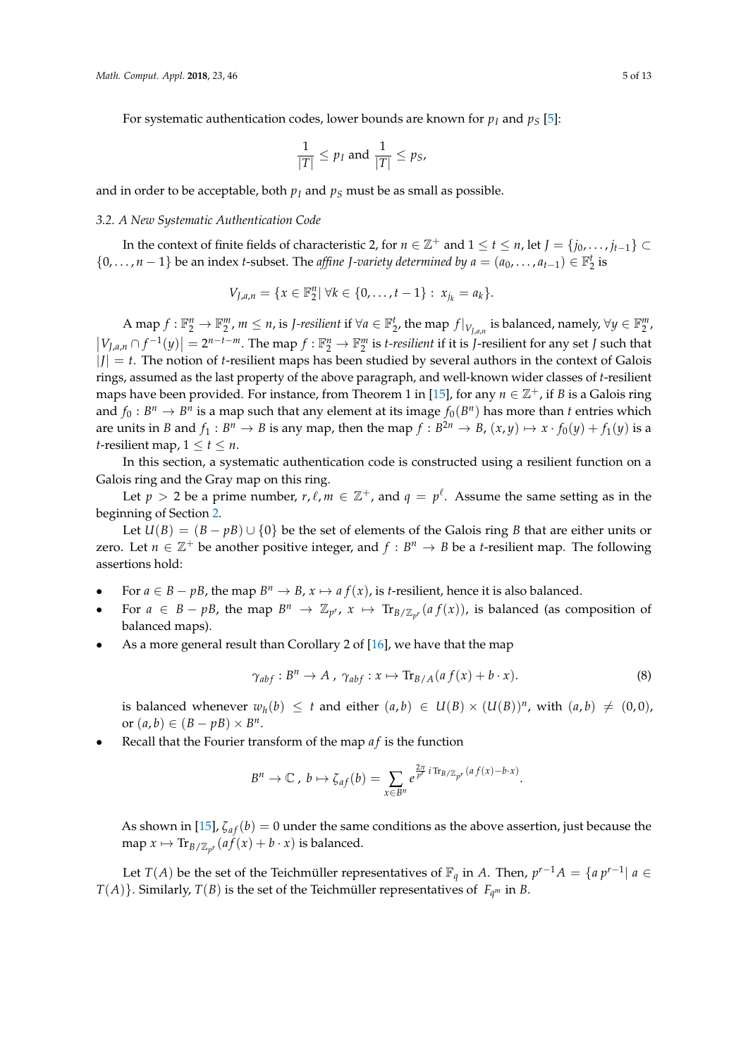For systematic authentication codes, lower bounds are known for $p_I$ and $p_S$ [5]:

$$\frac{1}{|T|} \leq p_I \text{ and } \frac{1}{|T|} \leq p_S,$$

and in order to be acceptable, both $p_I$ and $p_S$ must be as small as possible.

### 3.2. A New Systematic Authentication Code

In the context of finite fields of characteristic 2, for $n \in \mathbb{Z}^+$ and $1 \leq t \leq n$, let $J = \{j_0, \ldots, j_{t-1}\} \subset \{0, \ldots, n-1\}$ be an index $t$-subset. The *affine $J$-variety determined by* $a = (a_0, \ldots, a_{t-1}) \in \mathbb{F}_2^t$ is

$$V_{J,a,n} = \{x \in \mathbb{F}_2^n | \, \forall k \in \{0, \ldots, t-1\} : \; x_{j_k} = a_k\}.$$

A map $f : \mathbb{F}_2^n \to \mathbb{F}_2^m$, $m \leq n$, is *J-resilient* if $\forall a \in \mathbb{F}_2^t$, the map $f|_{V_{J,a,n}}$ is balanced, namely, $\forall y \in \mathbb{F}_2^m$, $\left|V_{J,a,n} \cap f^{-1}(y)\right| = 2^{n-t-m}$. The map $f : \mathbb{F}_2^n \to \mathbb{F}_2^m$ is *t-resilient* if it is $J$-resilient for any set $J$ such that $|J| = t$. The notion of $t$-resilient maps has been studied by several authors in the context of Galois rings, assumed as the last property of the above paragraph, and well-known wider classes of $t$-resilient maps have been provided. For instance, from Theorem 1 in [15], for any $n \in \mathbb{Z}^+$, if $B$ is a Galois ring and $f_0 : B^n \to B^n$ is a map such that any element at its image $f_0(B^n)$ has more than $t$ entries which are units in $B$ and $f_1 : B^n \to B$ is any map, then the map $f : B^{2n} \to B$, $(x, y) \mapsto x \cdot f_0(y) + f_1(y)$ is a $t$-resilient map, $1 \leq t \leq n$.

In this section, a systematic authentication code is constructed using a resilient function on a Galois ring and the Gray map on this ring.

Let $p > 2$ be a prime number, $r, \ell, m \in \mathbb{Z}^+$, and $q = p^\ell$. Assume the same setting as in the beginning of Section 2.

Let $U(B) = (B - pB) \cup \{0\}$ be the set of elements of the Galois ring $B$ that are either units or zero. Let $n \in \mathbb{Z}^+$ be another positive integer, and $f : B^n \to B$ be a $t$-resilient map. The following assertions hold:

- For $a \in B - pB$, the map $B^n \to B$, $x \mapsto a\,f(x)$, is $t$-resilient, hence it is also balanced.
- For $a \in B - pB$, the map $B^n \to \mathbb{Z}_{p^r}$, $x \mapsto \mathrm{Tr}_{B/\mathbb{Z}_{p^r}}(a\,f(x))$, is balanced (as composition of balanced maps).
- As a more general result than Corollary 2 of [16], we have that the map

$$\gamma_{abf} : B^n \to A \; , \; \gamma_{abf} : x \mapsto \mathrm{Tr}_{B/A}(a\,f(x) + b \cdot x). \tag{8}$$

  is balanced whenever $w_h(b) \leq t$ and either $(a, b) \in U(B) \times (U(B))^n$, with $(a, b) \neq (0, 0)$, or $(a, b) \in (B - pB) \times B^n$.
- Recall that the Fourier transform of the map $af$ is the function

$$B^n \to \mathbb{C} \; , \; b \mapsto \zeta_{af}(b) = \sum_{x \in B^n} e^{\frac{2\pi}{p^r} i\, \mathrm{Tr}_{B/\mathbb{Z}_{p^r}}(a\,f(x) - b \cdot x)}.$$

  As shown in [15], $\zeta_{af}(b) = 0$ under the same conditions as the above assertion, just because the map $x \mapsto \mathrm{Tr}_{B/\mathbb{Z}_{p^r}}(af(x) + b \cdot x)$ is balanced.

Let $T(A)$ be the set of the Teichmüller representatives of $\mathbb{F}_q$ in $A$. Then, $p^{r-1}A = \{a\,p^{r-1} | \; a \in T(A)\}$. Similarly, $T(B)$ is the set of the Teichmüller representatives of $F_{q^m}$ in $B$.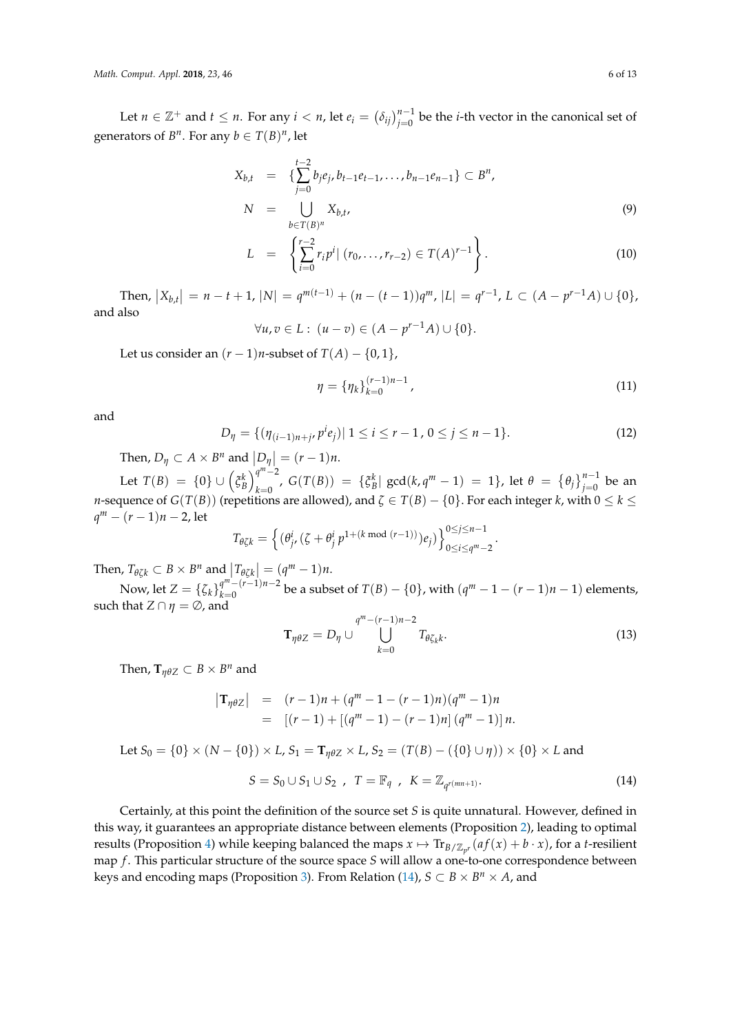Let $n \in \mathbb{Z}^+$ and $t \leq n$. For any $i < n$, let $e_i = \left(\delta_{ij}\right)_{j=0}^{n-1}$ be the $i$-th vector in the canonical set of generators of $B^n$. For any $b \in T(B)^n$, let

$$
\begin{aligned}
X_{b,t} &= \{\sum_{j=0}^{t-2} b_j e_j, b_{t-1}e_{t-1}, \ldots, b_{n-1}e_{n-1}\} \subset B^n, \\
N &= \bigcup_{b \in T(B)^n} X_{b,t}, \qquad (9) \\
L &= \left\{\sum_{i=0}^{r-2} r_i p^i |\, (r_0, \ldots, r_{r-2}) \in T(A)^{r-1}\right\}. \qquad (10)
\end{aligned}
$$

Then, $|X_{b,t}| = n - t + 1$, $|N| = q^{m(t-1)} + (n-(t-1))q^m$, $|L| = q^{r-1}$, $L \subset (A - p^{r-1}A) \cup \{0\}$, and also

$$
\forall u, v \in L : \; (u - v) \in (A - p^{r-1}A) \cup \{0\}.
$$

Let us consider an $(r-1)n$-subset of $T(A) - \{0, 1\}$,

$$
\eta = \{\eta_k\}_{k=0}^{(r-1)n-1}, \qquad (11)
$$

and

$$
D_\eta = \{(\eta_{(i-1)n+j}, p^i e_j) |\; 1 \leq i \leq r-1\,,\, 0 \leq j \leq n-1\}. \qquad (12)
$$

Then, $D_\eta \subset A \times B^n$ and $|D_\eta| = (r-1)n$.

Let $T(B) = \{0\} \cup \left(\xi_B^k\right)_{k=0}^{q^m-2}$, $G(T(B)) = \{\xi_B^k |\, \gcd(k, q^m - 1) = 1\}$, let $\theta = \{\theta_j\}_{j=0}^{n-1}$ be an $n$-sequence of $G(T(B))$ (repetitions are allowed), and $\zeta \in T(B) - \{0\}$. For each integer $k$, with $0 \leq k \leq q^m - (r-1)n - 2$, let

$$
T_{\theta\zeta k} = \left\{(\theta_j^i, (\zeta + \theta_j^i\, p^{1+(k \bmod (r-1))})e_j)\right\}_{0 \leq i \leq q^m-2}^{0 \leq j \leq n-1}.
$$

Then, $T_{\theta\zeta k} \subset B \times B^n$ and $|T_{\theta\zeta k}| = (q^m - 1)n$.

Now, let $Z = \{\zeta_k\}_{k=0}^{q^m-(r-1)n-2}$ be a subset of $T(B) - \{0\}$, with $(q^m - 1 - (r-1)n - 1)$ elements, such that $Z \cap \eta = \emptyset$, and

$$
\mathbf{T}_{\eta\theta Z} = D_\eta \cup \bigcup_{k=0}^{q^m-(r-1)n-2} T_{\theta\zeta_k k}. \qquad (13)
$$

Then, $\mathbf{T}_{\eta\theta Z} \subset B \times B^n$ and

$$
\begin{aligned}
|\mathbf{T}_{\eta\theta Z}| &= (r-1)n + (q^m - 1 - (r-1)n)(q^m-1)n \\
&= [(r-1) + [(q^m-1) - (r-1)n]\,(q^m-1)]\, n.
\end{aligned}
$$

Let $S_0 = \{0\} \times (N - \{0\}) \times L$, $S_1 = \mathbf{T}_{\eta\theta Z} \times L$, $S_2 = (T(B) - (\{0\} \cup \eta)) \times \{0\} \times L$ and

$$
S = S_0 \cup S_1 \cup S_2 \;\;,\;\; T = \mathbb{F}_q \;\;,\;\; K = \mathbb{Z}_{q^{r(mn+1)}}. \qquad (14)
$$

Certainly, at this point the definition of the source set $S$ is quite unnatural. However, defined in this way, it guarantees an appropriate distance between elements (Proposition 2), leading to optimal results (Proposition 4) while keeping balanced the maps $x \mapsto \mathrm{Tr}_{B/\mathbb{Z}_{p^r}}(af(x) + b \cdot x)$, for a $t$-resilient map $f$. This particular structure of the source space $S$ will allow a one-to-one correspondence between keys and encoding maps (Proposition 3). From Relation (14), $S \subset B \times B^n \times A$, and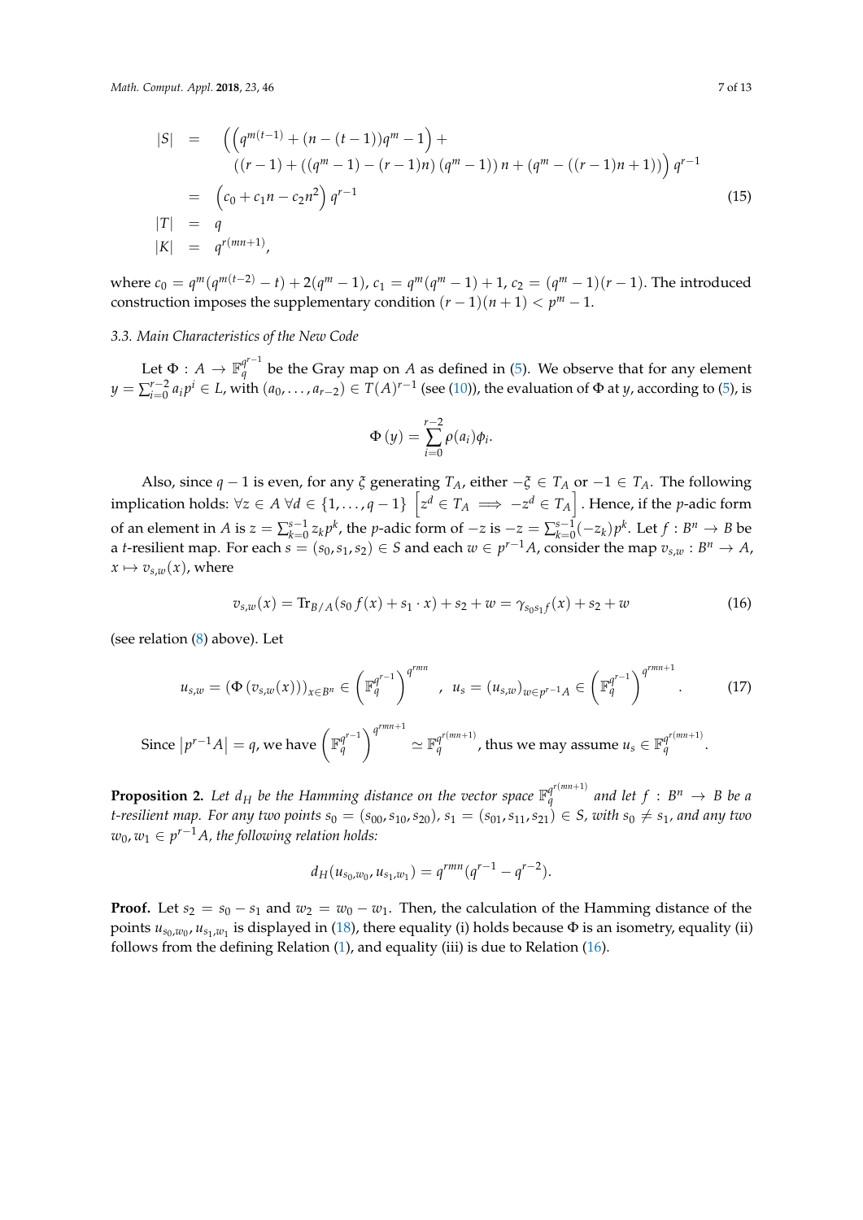$$
\begin{aligned}
|S| &= \Big(\Big(q^{m(t-1)} + (n-(t-1))q^m - 1\Big) + \\
&\quad ((r-1) + ((q^m-1)-(r-1)n)\,(q^m-1))\,n + (q^m - ((r-1)n+1))\Big)\, q^{r-1} \\
&= \Big(c_0 + c_1 n - c_2 n^2\Big)\, q^{r-1} \qquad (15)\\
|T| &= q \\
|K| &= q^{r(mn+1)},
\end{aligned}
$$

where $c_0 = q^m(q^{m(t-2)} - t) + 2(q^m - 1)$, $c_1 = q^m(q^m - 1) + 1$, $c_2 = (q^m - 1)(r - 1)$. The introduced construction imposes the supplementary condition $(r - 1)(n + 1) < p^m - 1$.

### 3.3. Main Characteristics of the New Code

Let $\Phi : A \to \mathbb{F}_q^{q^{r-1}}$ be the Gray map on $A$ as defined in (5). We observe that for any element $y = \sum_{i=0}^{r-2} a_i p^i \in L$, with $(a_0, \ldots, a_{r-2}) \in T(A)^{r-1}$ (see (10)), the evaluation of $\Phi$ at $y$, according to (5), is

$$
\Phi(y) = \sum_{i=0}^{r-2} \rho(a_i)\phi_i.
$$

Also, since $q - 1$ is even, for any $\xi$ generating $T_A$, either $-\xi \in T_A$ or $-1 \in T_A$. The following implication holds: $\forall z \in A\ \forall d \in \{1, \ldots, q-1\}\ \left[z^d \in T_A \implies -z^d \in T_A\right]$. Hence, if the $p$-adic form of an element in $A$ is $z = \sum_{k=0}^{s-1} z_k p^k$, the $p$-adic form of $-z$ is $-z = \sum_{k=0}^{s-1}(-z_k)p^k$. Let $f : B^n \to B$ be a $t$-resilient map. For each $s = (s_0, s_1, s_2) \in S$ and each $w \in p^{r-1}A$, consider the map $v_{s,w} : B^n \to A$, $x \mapsto v_{s,w}(x)$, where

$$
v_{s,w}(x) = \mathrm{Tr}_{B/A}(s_0 f(x) + s_1 \cdot x) + s_2 + w = \gamma_{s_0 s_1 f}(x) + s_2 + w \tag{16}
$$

(see relation (8) above). Let

$$
u_{s,w} = (\Phi(v_{s,w}(x)))_{x \in B^n} \in \left(\mathbb{F}_q^{q^{r-1}}\right)^{q^{rmn}}, \quad u_s = (u_{s,w})_{w \in p^{r-1}A} \in \left(\mathbb{F}_q^{q^{r-1}}\right)^{q^{rmn+1}}. \tag{17}
$$

Since $\left|p^{r-1}A\right| = q$, we have $\left(\mathbb{F}_q^{q^{r-1}}\right)^{q^{rmn+1}} \simeq \mathbb{F}_q^{q^{r(mn+1)}}$, thus we may assume $u_s \in \mathbb{F}_q^{q^{r(mn+1)}}$.

**Proposition 2.** *Let $d_H$ be the Hamming distance on the vector space $\mathbb{F}_q^{q^{r(mn+1)}}$ and let $f : B^n \to B$ be a $t$-resilient map. For any two points $s_0 = (s_{00}, s_{10}, s_{20})$, $s_1 = (s_{01}, s_{11}, s_{21}) \in S$, with $s_0 \neq s_1$, and any two $w_0, w_1 \in p^{r-1}A$, the following relation holds:*

$$
d_H(u_{s_0,w_0}, u_{s_1,w_1}) = q^{rmn}(q^{r-1} - q^{r-2}).
$$

**Proof.** Let $s_2 = s_0 - s_1$ and $w_2 = w_0 - w_1$. Then, the calculation of the Hamming distance of the points $u_{s_0,w_0}, u_{s_1,w_1}$ is displayed in (18), there equality (i) holds because $\Phi$ is an isometry, equality (ii) follows from the defining Relation (1), and equality (iii) is due to Relation (16).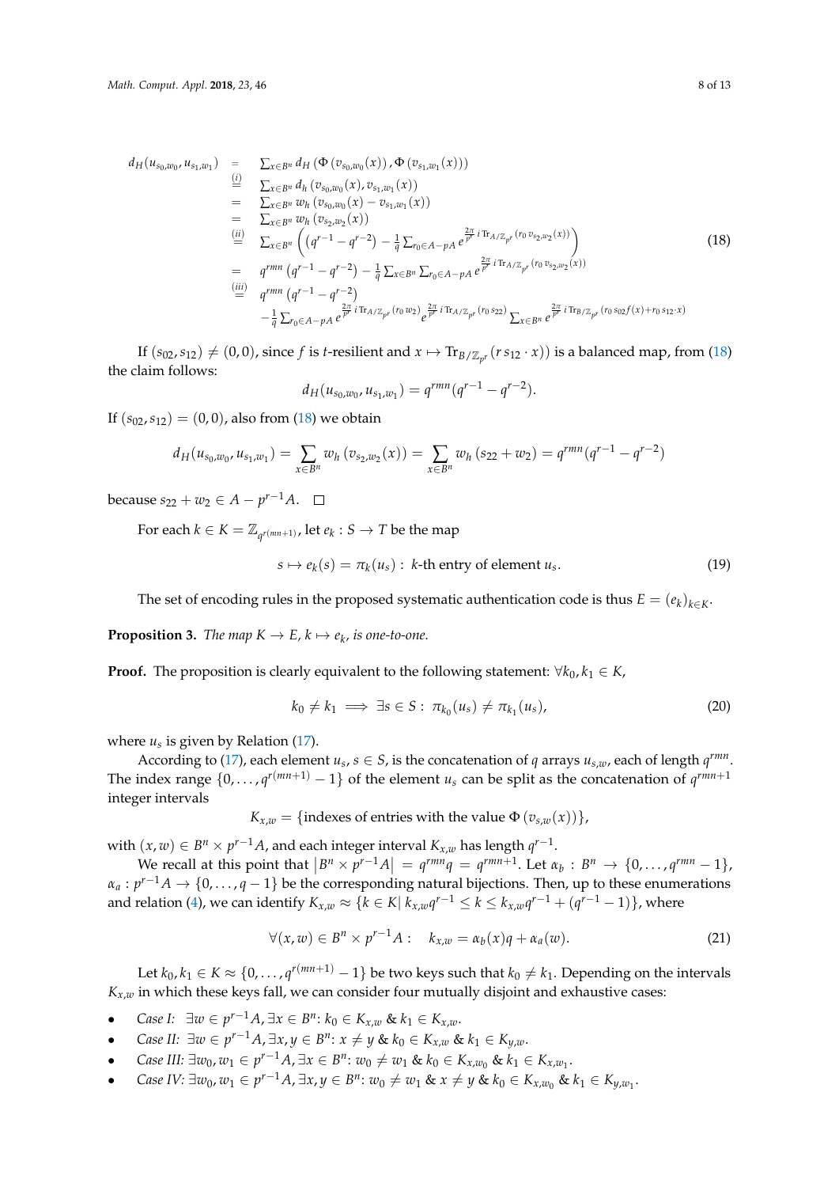$$
\begin{aligned}
d_H(u_{s_0,w_0}, u_{s_1,w_1}) &= \sum_{x\in B^n} d_H\left(\Phi\left(v_{s_0,w_0}(x)\right), \Phi\left(v_{s_1,w_1}(x)\right)\right) \\
&\overset{(i)}{=} \sum_{x\in B^n} d_h\left(v_{s_0,w_0}(x), v_{s_1,w_1}(x)\right) \\
&= \sum_{x\in B^n} w_h\left(v_{s_0,w_0}(x) - v_{s_1,w_1}(x)\right) \\
&= \sum_{x\in B^n} w_h\left(v_{s_2,w_2}(x)\right) \\
&\overset{(ii)}{=} \sum_{x\in B^n} \left(\left(q^{r-1} - q^{r-2}\right) - \frac{1}{q}\sum_{r_0\in A-pA} e^{\frac{2\pi}{p^r}\, i\, \mathrm{Tr}_{A/\mathbb{Z}_{p^r}}(r_0\, v_{s_2,w_2}(x))}\right) \\
&= q^{rmn}\left(q^{r-1} - q^{r-2}\right) - \frac{1}{q}\sum_{x\in B^n}\sum_{r_0\in A-pA} e^{\frac{2\pi}{p^r}\, i\, \mathrm{Tr}_{A/\mathbb{Z}_{p^r}}(r_0\, v_{s_2,w_2}(x))} \\
&\overset{(iii)}{=} q^{rmn}\left(q^{r-1} - q^{r-2}\right) \\
&\quad - \frac{1}{q}\sum_{r_0\in A-pA} e^{\frac{2\pi}{p^r}\, i\, \mathrm{Tr}_{A/\mathbb{Z}_{p^r}}(r_0\, w_2)} e^{\frac{2\pi}{p^r}\, i\, \mathrm{Tr}_{A/\mathbb{Z}_{p^r}}(r_0\, s_{22})} \sum_{x\in B^n} e^{\frac{2\pi}{p^r}\, i\, \mathrm{Tr}_{B/\mathbb{Z}_{p^r}}(r_0\, s_{02} f(x) + r_0\, s_{12}\cdot x)}
\end{aligned}
\tag{18}
$$

If $(s_{02}, s_{12}) \neq (0,0)$, since $f$ is $t$-resilient and $x \mapsto \mathrm{Tr}_{B/\mathbb{Z}_{p^r}}(r\, s_{12}\cdot x))$ is a balanced map, from (18) the claim follows:

$$
d_H(u_{s_0,w_0}, u_{s_1,w_1}) = q^{rmn}(q^{r-1} - q^{r-2}).
$$

If $(s_{02}, s_{12}) = (0,0)$, also from (18) we obtain

$$
d_H(u_{s_0,w_0}, u_{s_1,w_1}) = \sum_{x\in B^n} w_h\left(v_{s_2,w_2}(x)\right) = \sum_{x\in B^n} w_h\left(s_{22} + w_2\right) = q^{rmn}(q^{r-1} - q^{r-2})
$$

because $s_{22} + w_2 \in A - p^{r-1}A$. □

For each $k \in K = \mathbb{Z}_{q^{r(mn+1)}}$, let $e_k : S \to T$ be the map

$$
s \mapsto e_k(s) = \pi_k(u_s) : \; k\text{-th entry of element } u_s. \tag{19}
$$

The set of encoding rules in the proposed systematic authentication code is thus $E = (e_k)_{k\in K}$.

**Proposition 3.** *The map $K \to E$, $k \mapsto e_k$, is one-to-one.*

**Proof.** The proposition is clearly equivalent to the following statement: $\forall k_0, k_1 \in K$,

$$
k_0 \neq k_1 \implies \exists s \in S : \; \pi_{k_0}(u_s) \neq \pi_{k_1}(u_s), \tag{20}
$$

where $u_s$ is given by Relation (17).

According to (17), each element $u_s$, $s \in S$, is the concatenation of $q$ arrays $u_{s,w}$, each of length $q^{rmn}$. The index range $\{0, \ldots, q^{r(mn+1)} - 1\}$ of the element $u_s$ can be split as the concatenation of $q^{rmn+1}$ integer intervals

$$
K_{x,w} = \{\text{indexes of entries with the value } \Phi\left(v_{s,w}(x)\right)\},
$$

with $(x,w) \in B^n \times p^{r-1}A$, and each integer interval $K_{x,w}$ has length $q^{r-1}$.

We recall at this point that $\left|B^n \times p^{r-1}A\right| = q^{rmn}q = q^{rmn+1}$. Let $\alpha_b : B^n \to \{0, \ldots, q^{rmn} - 1\}$, $\alpha_a : p^{r-1}A \to \{0, \ldots, q-1\}$ be the corresponding natural bijections. Then, up to these enumerations and relation (4), we can identify $K_{x,w} \approx \{k \in K |\, k_{x,w}q^{r-1} \leq k \leq k_{x,w}q^{r-1} + (q^{r-1} - 1)\}$, where

$$
\forall (x,w) \in B^n \times p^{r-1}A : \quad k_{x,w} = \alpha_b(x)q + \alpha_a(w). \tag{21}
$$

Let $k_0, k_1 \in K \approx \{0, \ldots, q^{r(mn+1)} - 1\}$ be two keys such that $k_0 \neq k_1$. Depending on the intervals $K_{x,w}$ in which these keys fall, we can consider four mutually disjoint and exhaustive cases:

- *Case I:* $\exists w \in p^{r-1}A, \exists x \in B^n$: $k_0 \in K_{x,w}$ & $k_1 \in K_{x,w}$.
- *Case II:* $\exists w \in p^{r-1}A, \exists x, y \in B^n$: $x \neq y$ & $k_0 \in K_{x,w}$ & $k_1 \in K_{y,w}$.
- *Case III:* $\exists w_0, w_1 \in p^{r-1}A, \exists x \in B^n$: $w_0 \neq w_1$ & $k_0 \in K_{x,w_0}$ & $k_1 \in K_{x,w_1}$.
- *Case IV:* $\exists w_0, w_1 \in p^{r-1}A, \exists x, y \in B^n$: $w_0 \neq w_1$ & $x \neq y$ & $k_0 \in K_{x,w_0}$ & $k_1 \in K_{y,w_1}$.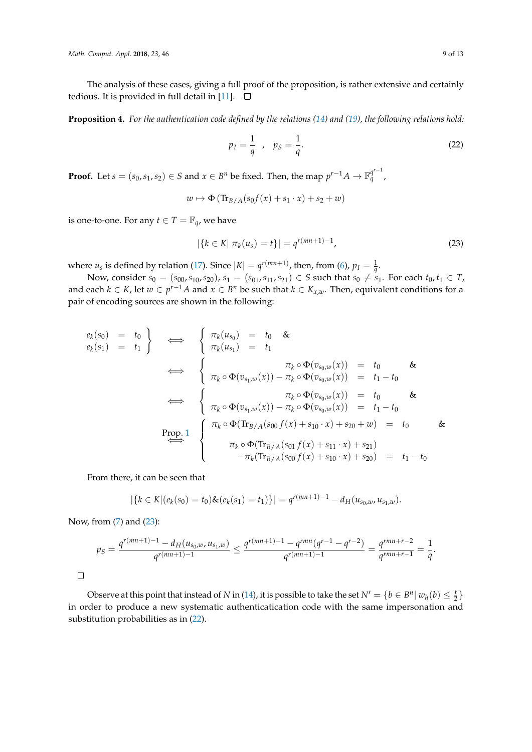The analysis of these cases, giving a full proof of the proposition, is rather extensive and certainly tedious. It is provided in full detail in [11]. □

**Proposition 4.** *For the authentication code defined by the relations (14) and (19), the following relations hold:*

$$p_I = \frac{1}{q} \quad , \quad p_S = \frac{1}{q}. \tag{22}$$

**Proof.** Let $s = (s_0, s_1, s_2) \in S$ and $x \in B^n$ be fixed. Then, the map $p^{r-1}A \to \mathbb{F}_q^{q^{r-1}}$,

$$w \mapsto \Phi\left(\mathrm{Tr}_{B/A}(s_0 f(x) + s_1 \cdot x) + s_2 + w\right)$$

is one-to-one. For any $t \in T = \mathbb{F}_q$, we have

$$|\{k \in K|\ \pi_k(u_s) = t\}| = q^{r(mn+1)-1}, \tag{23}$$

where $u_s$ is defined by relation (17). Since $|K| = q^{r(mn+1)}$, then, from (6), $p_I = \frac{1}{q}$.

Now, consider $s_0 = (s_{00}, s_{10}, s_{20})$, $s_1 = (s_{01}, s_{11}, s_{21}) \in S$ such that $s_0 \neq s_1$. For each $t_0, t_1 \in T$, and each $k \in K$, let $w \in p^{r-1}A$ and $x \in B^n$ be such that $k \in K_{x,w}$. Then, equivalent conditions for a pair of encoding sources are shown in the following:

$$\left.\begin{array}{rcl} e_k(s_0) & = & t_0 \\ e_k(s_1) & = & t_1 \end{array}\right\} \iff \left\{\begin{array}{rcl} \pi_k(u_{s_0}) & = & t_0 \quad \& \\ \pi_k(u_{s_1}) & = & t_1 \end{array}\right.$$

$$\iff \left\{\begin{array}{rcl} \pi_k \circ \Phi(v_{s_0,w}(x)) & = & t_0 \quad \& \\ \pi_k \circ \Phi(v_{s_1,w}(x)) - \pi_k \circ \Phi(v_{s_0,w}(x)) & = & t_1 - t_0 \end{array}\right.$$

$$\iff \left\{\begin{array}{rcl} \pi_k \circ \Phi(v_{s_0,w}(x)) & = & t_0 \quad \& \\ \pi_k \circ \Phi(v_{s_1,w}(x)) - \pi_k \circ \Phi(v_{s_0,w}(x)) & = & t_1 - t_0 \end{array}\right.$$

$$\overset{\text{Prop. 1}}{\iff} \left\{\begin{array}{rcl} \pi_k \circ \Phi(\mathrm{Tr}_{B/A}(s_{00} f(x) + s_{10} \cdot x) + s_{20} + w) & = & t_0 \quad \& \\ \pi_k \circ \Phi(\mathrm{Tr}_{B/A}(s_{01} f(x) + s_{11} \cdot x) + s_{21}) & & \\ -\pi_k(\mathrm{Tr}_{B/A}(s_{00} f(x) + s_{10} \cdot x) + s_{20}) & = & t_1 - t_0 \end{array}\right.$$

From there, it can be seen that

$$|\{k \in K|(e_k(s_0) = t_0)\&(e_k(s_1) = t_1)\}| = q^{r(mn+1)-1} - d_H(u_{s_0,w}, u_{s_1,w}).$$

Now, from (7) and (23):

$$p_S = \frac{q^{r(mn+1)-1} - d_H(u_{s_0,w}, u_{s_1,w})}{q^{r(mn+1)-1}} \leq \frac{q^{r(mn+1)-1} - q^{rmn}(q^{r-1} - q^{r-2})}{q^{r(mn+1)-1}} = \frac{q^{rmn+r-2}}{q^{rmn+r-1}} = \frac{1}{q}.$$

□

Observe at this point that instead of $N$ in (14), it is possible to take the set $N' = \{b \in B^n|\ w_h(b) \leq \frac{t}{2}\}$ in order to produce a new systematic authenticatication code with the same impersonation and substitution probabilities as in (22).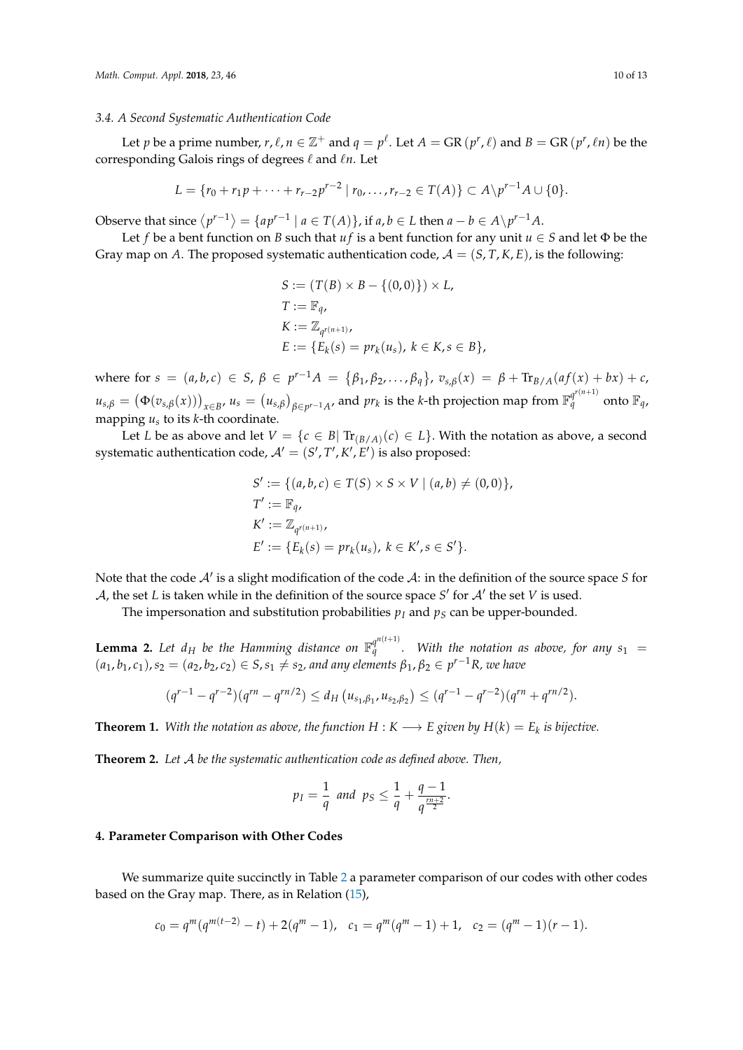### 3.4. A Second Systematic Authentication Code

Let $p$ be a prime number, $r, \ell, n \in \mathbb{Z}^+$ and $q = p^\ell$. Let $A = \mathrm{GR}(p^r, \ell)$ and $B = \mathrm{GR}(p^r, \ell n)$ be the corresponding Galois rings of degrees $\ell$ and $\ell n$. Let

$$L = \{r_0 + r_1 p + \cdots + r_{r-2} p^{r-2} \mid r_0, \ldots, r_{r-2} \in T(A)\} \subset A \backslash p^{r-1}A \cup \{0\}.$$

Observe that since $\langle p^{r-1} \rangle = \{a p^{r-1} \mid a \in T(A)\}$, if $a, b \in L$ then $a - b \in A \backslash p^{r-1}A$.

Let $f$ be a bent function on $B$ such that $uf$ is a bent function for any unit $u \in S$ and let $\Phi$ be the Gray map on $A$. The proposed systematic authentication code, $\mathcal{A} = (S, T, K, E)$, is the following:

$$\begin{aligned}
S &:= (T(B) \times B - \{(0,0)\}) \times L, \\
T &:= \mathbb{F}_q, \\
K &:= \mathbb{Z}_{q^{r(n+1)}}, \\
E &:= \{E_k(s) = pr_k(u_s),\ k \in K, s \in B\},
\end{aligned}$$

where for $s = (a, b, c) \in S$, $\beta \in p^{r-1}A = \{\beta_1, \beta_2, \ldots, \beta_q\}$, $v_{s,\beta}(x) = \beta + \mathrm{Tr}_{B/A}(af(x) + bx) + c$, $u_{s,\beta} = \left(\Phi(v_{s,\beta}(x))\right)_{x \in B}$, $u_s = \left(u_{s,\beta}\right)_{\beta \in p^{r-1}A}$, and $pr_k$ is the $k$-th projection map from $\mathbb{F}_q^{q^{r(n+1)}}$ onto $\mathbb{F}_q$, mapping $u_s$ to its $k$-th coordinate.

Let $L$ be as above and let $V = \{c \in B \mid \mathrm{Tr}_{(B/A)}(c) \in L\}$. With the notation as above, a second systematic authentication code, $\mathcal{A}' = (S', T', K', E')$ is also proposed:

$$\begin{aligned}
S' &:= \{(a, b, c) \in T(S) \times S \times V \mid (a, b) \neq (0, 0)\}, \\
T' &:= \mathbb{F}_q, \\
K' &:= \mathbb{Z}_{q^{r(n+1)}}, \\
E' &:= \{E_k(s) = pr_k(u_s),\ k \in K', s \in S'\}.
\end{aligned}$$

Note that the code $\mathcal{A}'$ is a slight modification of the code $\mathcal{A}$: in the definition of the source space $S$ for $\mathcal{A}$, the set $L$ is taken while in the definition of the source space $S'$ for $\mathcal{A}'$ the set $V$ is used.

The impersonation and substitution probabilities $p_I$ and $p_S$ can be upper-bounded.

**Lemma 2.** *Let $d_H$ be the Hamming distance on $\mathbb{F}_q^{q^{n(t+1)}}$. With the notation as above, for any $s_1 = (a_1, b_1, c_1), s_2 = (a_2, b_2, c_2) \in S, s_1 \neq s_2$, and any elements $\beta_1, \beta_2 \in p^{r-1}R$, we have*

$$(q^{r-1} - q^{r-2})(q^{rn} - q^{rn/2}) \leq d_H\left(u_{s_1,\beta_1}, u_{s_2,\beta_2}\right) \leq (q^{r-1} - q^{r-2})(q^{rn} + q^{rn/2}).$$

**Theorem 1.** *With the notation as above, the function $H : K \longrightarrow E$ given by $H(k) = E_k$ is bijective.*

**Theorem 2.** *Let $\mathcal{A}$ be the systematic authentication code as defined above. Then,*

$$p_I = \frac{1}{q} \ \text{ and } \ p_S \leq \frac{1}{q} + \frac{q-1}{q^{\frac{rn+2}{2}}}.$$

## 4. Parameter Comparison with Other Codes

We summarize quite succinctly in Table 2 a parameter comparison of our codes with other codes based on the Gray map. There, as in Relation (15),

$$c_0 = q^m(q^{m(t-2)} - t) + 2(q^m - 1), \quad c_1 = q^m(q^m - 1) + 1, \quad c_2 = (q^m - 1)(r - 1).$$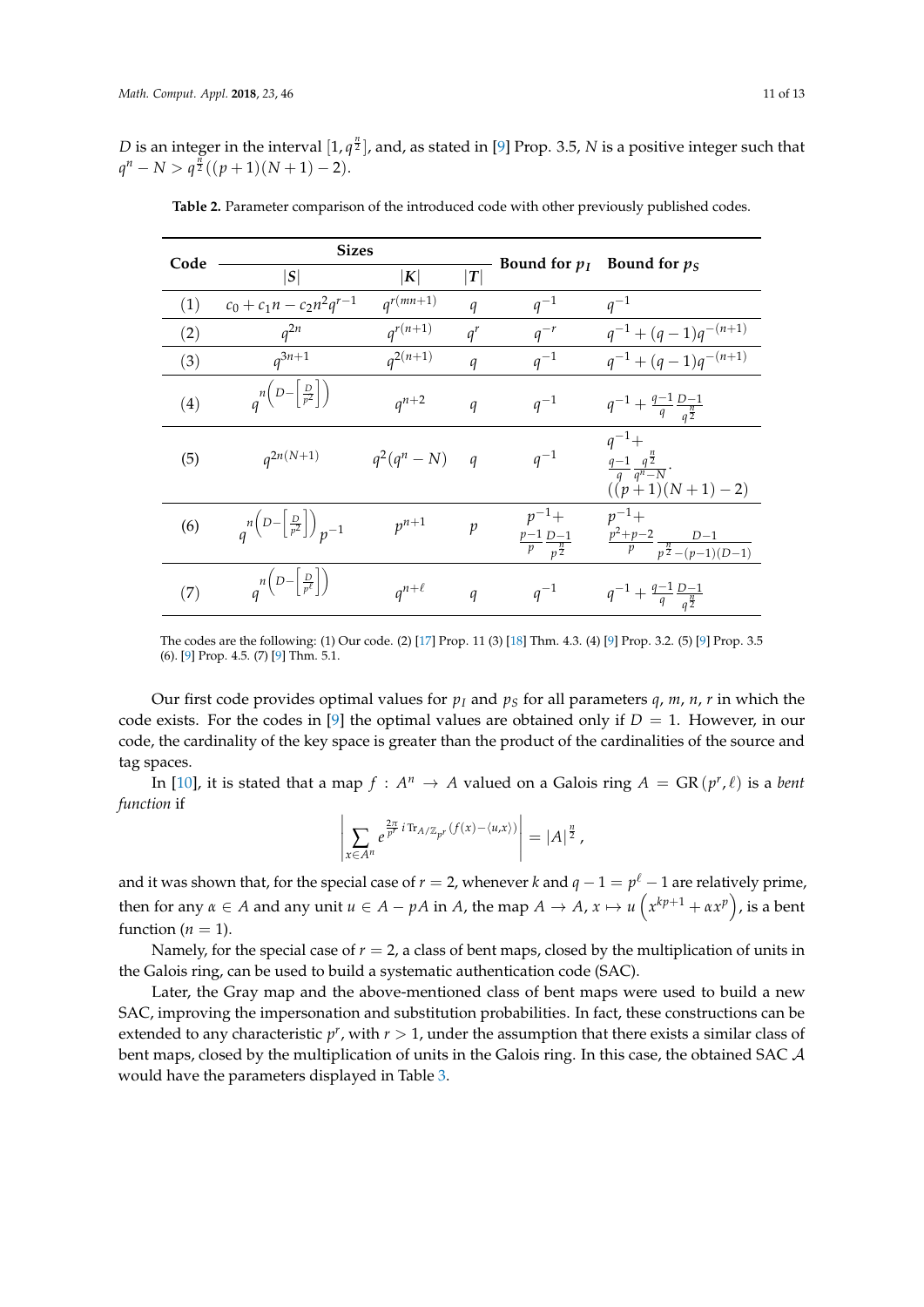$D$ is an integer in the interval $[1, q^{\frac{n}{2}}]$, and, as stated in [9] Prop. 3.5, $N$ is a positive integer such that $q^n - N > q^{\frac{n}{2}}((p+1)(N+1)-2)$.

**Table 2.** Parameter comparison of the introduced code with other previously published codes.

| Code | Sizes | | | Bound for $p_I$ | Bound for $p_S$ |
|---|---|---|---|---|---|
| | $\lvert S \rvert$ | $\lvert K \rvert$ | $\lvert T \rvert$ | | |
| (1) | $c_0 + c_1 n - c_2 n^2 q^{r-1}$ | $q^{r(mn+1)}$ | $q$ | $q^{-1}$ | $q^{-1}$ |
| (2) | $q^{2n}$ | $q^{r(n+1)}$ | $q^r$ | $q^{-r}$ | $q^{-1} + (q-1)q^{-(n+1)}$ |
| (3) | $q^{3n+1}$ | $q^{2(n+1)}$ | $q$ | $q^{-1}$ | $q^{-1} + (q-1)q^{-(n+1)}$ |
| (4) | $q^{n\left(D - \left[\frac{D}{p^2}\right]\right)}$ | $q^{n+2}$ | $q$ | $q^{-1}$ | $q^{-1} + \frac{q-1}{q}\frac{D-1}{q^{\frac{n}{2}}}$ |
| (5) | $q^{2n(N+1)}$ | $q^2(q^n - N)$ | $q$ | $q^{-1}$ | $q^{-1} + \frac{q-1}{q}\frac{q^{\frac{n}{2}}}{q^n - N} \cdot ((p+1)(N+1)-2)$ |
| (6) | $q^{n\left(D - \left[\frac{D}{p^2}\right]\right)} p^{-1}$ | $p^{n+1}$ | $p$ | $p^{-1} + \frac{p-1}{p}\frac{D-1}{p^{\frac{n}{2}}}$ | $p^{-1} + \frac{p^2+p-2}{p}\frac{D-1}{p^{\frac{n}{2}} - (p-1)(D-1)}$ |
| (7) | $q^{n\left(D - \left[\frac{D}{p^\ell}\right]\right)}$ | $q^{n+\ell}$ | $q$ | $q^{-1}$ | $q^{-1} + \frac{q-1}{q}\frac{D-1}{q^{\frac{n}{2}}}$ |

The codes are the following: (1) Our code. (2) [17] Prop. 11 (3) [18] Thm. 4.3. (4) [9] Prop. 3.2. (5) [9] Prop. 3.5 (6). [9] Prop. 4.5. (7) [9] Thm. 5.1.

Our first code provides optimal values for $p_I$ and $p_S$ for all parameters $q$, $m$, $n$, $r$ in which the code exists. For the codes in [9] the optimal values are obtained only if $D = 1$. However, in our code, the cardinality of the key space is greater than the product of the cardinalities of the source and tag spaces.

In [10], it is stated that a map $f : A^n \to A$ valued on a Galois ring $A = \mathrm{GR}(p^r, \ell)$ is a *bent function* if

$$\left| \sum_{x \in A^n} e^{\frac{2\pi}{p^r} i \operatorname{Tr}_{A/\mathbb{Z}_{p^r}}(f(x) - \langle u, x \rangle)} \right| = |A|^{\frac{n}{2}},$$

and it was shown that, for the special case of $r = 2$, whenever $k$ and $q - 1 = p^\ell - 1$ are relatively prime, then for any $\alpha \in A$ and any unit $u \in A - pA$ in $A$, the map $A \to A$, $x \mapsto u\left(x^{kp+1} + \alpha x^p\right)$, is a bent function ($n = 1$).

Namely, for the special case of $r = 2$, a class of bent maps, closed by the multiplication of units in the Galois ring, can be used to build a systematic authentication code (SAC).

Later, the Gray map and the above-mentioned class of bent maps were used to build a new SAC, improving the impersonation and substitution probabilities. In fact, these constructions can be extended to any characteristic $p^r$, with $r > 1$, under the assumption that there exists a similar class of bent maps, closed by the multiplication of units in the Galois ring. In this case, the obtained SAC $\mathcal{A}$ would have the parameters displayed in Table 3.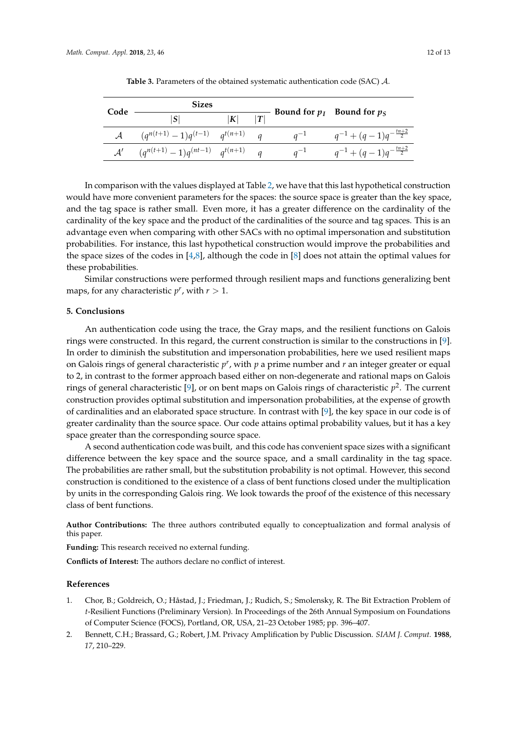**Table 3.** Parameters of the obtained systematic authentication code (SAC) $\mathcal{A}$.

| Code | Sizes | | | Bound for $p_I$ | Bound for $p_S$ |
|---|---|---|---|---|---|
| | $\|S\|$ | $\|K\|$ | $\|T\|$ | | |
| $\mathcal{A}$ | $(q^{n(t+1)}-1)q^{(t-1)}$ | $q^{t(n+1)}$ | $q$ | $q^{-1}$ | $q^{-1}+(q-1)q^{-\frac{tn+2}{2}}$ |
| $\mathcal{A}'$ | $(q^{n(t+1)}-1)q^{(nt-1)}$ | $q^{t(n+1)}$ | $q$ | $q^{-1}$ | $q^{-1}+(q-1)q^{-\frac{tn+2}{2}}$ |

In comparison with the values displayed at Table 2, we have that this last hypothetical construction would have more convenient parameters for the spaces: the source space is greater than the key space, and the tag space is rather small. Even more, it has a greater difference on the cardinality of the cardinality of the key space and the product of the cardinalities of the source and tag spaces. This is an advantage even when comparing with other SACs with no optimal impersonation and substitution probabilities. For instance, this last hypothetical construction would improve the probabilities and the space sizes of the codes in [4,8], although the code in [8] does not attain the optimal values for these probabilities.

Similar constructions were performed through resilient maps and functions generalizing bent maps, for any characteristic $p^r$, with $r > 1$.

## 5. Conclusions

An authentication code using the trace, the Gray maps, and the resilient functions on Galois rings were constructed. In this regard, the current construction is similar to the constructions in [9]. In order to diminish the substitution and impersonation probabilities, here we used resilient maps on Galois rings of general characteristic $p^r$, with $p$ a prime number and $r$ an integer greater or equal to 2, in contrast to the former approach based either on non-degenerate and rational maps on Galois rings of general characteristic [9], or on bent maps on Galois rings of characteristic $p^2$. The current construction provides optimal substitution and impersonation probabilities, at the expense of growth of cardinalities and an elaborated space structure. In contrast with [9], the key space in our code is of greater cardinality than the source space. Our code attains optimal probability values, but it has a key space greater than the corresponding source space.

A second authentication code was built, and this code has convenient space sizes with a significant difference between the key space and the source space, and a small cardinality in the tag space. The probabilities are rather small, but the substitution probability is not optimal. However, this second construction is conditioned to the existence of a class of bent functions closed under the multiplication by units in the corresponding Galois ring. We look towards the proof of the existence of this necessary class of bent functions.

**Author Contributions:** The three authors contributed equally to conceptualization and formal analysis of this paper.

**Funding:** This research received no external funding.

**Conflicts of Interest:** The authors declare no conflict of interest.

## References

1. Chor, B.; Goldreich, O.; Håstad, J.; Friedman, J.; Rudich, S.; Smolensky, R. The Bit Extraction Problem of *t*-Resilient Functions (Preliminary Version). In Proceedings of the 26th Annual Symposium on Foundations of Computer Science (FOCS), Portland, OR, USA, 21–23 October 1985; pp. 396–407.
2. Bennett, C.H.; Brassard, G.; Robert, J.M. Privacy Amplification by Public Discussion. *SIAM J. Comput.* **1988**, *17*, 210–229.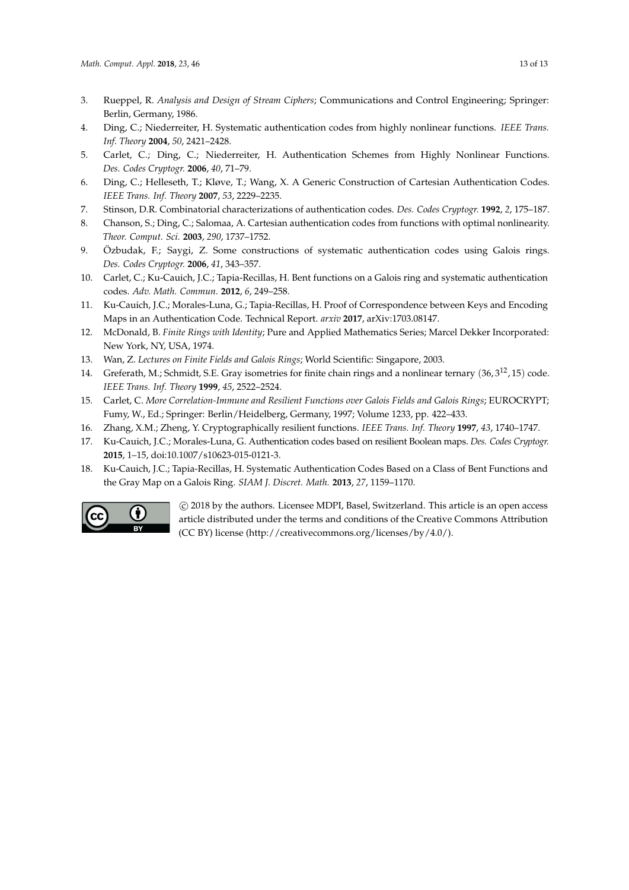3. Rueppel, R. *Analysis and Design of Stream Ciphers*; Communications and Control Engineering; Springer: Berlin, Germany, 1986.
4. Ding, C.; Niederreiter, H. Systematic authentication codes from highly nonlinear functions. *IEEE Trans. Inf. Theory* **2004**, *50*, 2421–2428.
5. Carlet, C.; Ding, C.; Niederreiter, H. Authentication Schemes from Highly Nonlinear Functions. *Des. Codes Cryptogr.* **2006**, *40*, 71–79.
6. Ding, C.; Helleseth, T.; Kløve, T.; Wang, X. A Generic Construction of Cartesian Authentication Codes. *IEEE Trans. Inf. Theory* **2007**, *53*, 2229–2235.
7. Stinson, D.R. Combinatorial characterizations of authentication codes. *Des. Codes Cryptogr.* **1992**, *2*, 175–187.
8. Chanson, S.; Ding, C.; Salomaa, A. Cartesian authentication codes from functions with optimal nonlinearity. *Theor. Comput. Sci.* **2003**, *290*, 1737–1752.
9. Özbudak, F.; Saygi, Z. Some constructions of systematic authentication codes using Galois rings. *Des. Codes Cryptogr.* **2006**, *41*, 343–357.
10. Carlet, C.; Ku-Cauich, J.C.; Tapia-Recillas, H. Bent functions on a Galois ring and systematic authentication codes. *Adv. Math. Commun.* **2012**, *6*, 249–258.
11. Ku-Cauich, J.C.; Morales-Luna, G.; Tapia-Recillas, H. Proof of Correspondence between Keys and Encoding Maps in an Authentication Code. Technical Report. *arxiv* **2017**, arXiv:1703.08147.
12. McDonald, B. *Finite Rings with Identity*; Pure and Applied Mathematics Series; Marcel Dekker Incorporated: New York, NY, USA, 1974.
13. Wan, Z. *Lectures on Finite Fields and Galois Rings*; World Scientific: Singapore, 2003.
14. Greferath, M.; Schmidt, S.E. Gray isometries for finite chain rings and a nonlinear ternary $(36, 3^{12}, 15)$ code. *IEEE Trans. Inf. Theory* **1999**, *45*, 2522–2524.
15. Carlet, C. *More Correlation-Immune and Resilient Functions over Galois Fields and Galois Rings*; EUROCRYPT; Fumy, W., Ed.; Springer: Berlin/Heidelberg, Germany, 1997; Volume 1233, pp. 422–433.
16. Zhang, X.M.; Zheng, Y. Cryptographically resilient functions. *IEEE Trans. Inf. Theory* **1997**, *43*, 1740–1747.
17. Ku-Cauich, J.C.; Morales-Luna, G. Authentication codes based on resilient Boolean maps. *Des. Codes Cryptogr.* **2015**, 1–15, doi:10.1007/s10623-015-0121-3.
18. Ku-Cauich, J.C.; Tapia-Recillas, H. Systematic Authentication Codes Based on a Class of Bent Functions and the Gray Map on a Galois Ring. *SIAM J. Discret. Math.* **2013**, *27*, 1159–1170.

© 2018 by the authors. Licensee MDPI, Basel, Switzerland. This article is an open access article distributed under the terms and conditions of the Creative Commons Attribution (CC BY) license (http://creativecommons.org/licenses/by/4.0/).